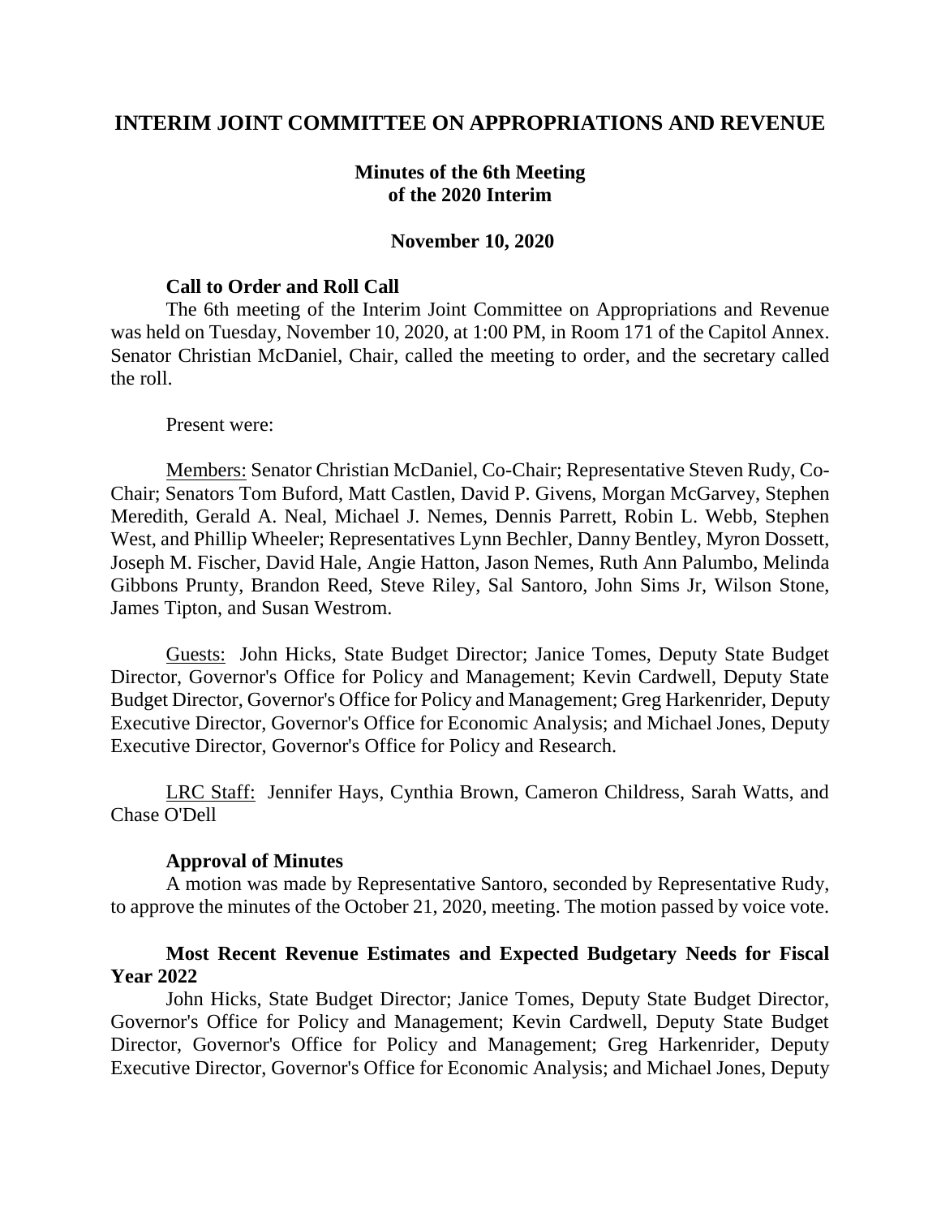# INTERIM JOINT COMMITTEE ON APPROPRIATIONS AND REVENUE

**Minutes of the 6th Meeting of the 2020 Interim**

**November 10, 2020**

### Call to Order and Roll Call

The 6th meeting of the Interim Joint Committee on Appropriations and Revenue was held on Tuesday, November 10, 2020, at 1:00 PM, in Room 171 of the Capitol Annex. Senator Christian McDaniel, Chair, called the meeting to order, and the secretary called the roll.

Present were:

Members: Senator Christian McDaniel, Co-Chair; Representative Steven Rudy, Co-Chair; Senators Tom Buford, Matt Castlen, David P. Givens, Morgan McGarvey, Stephen Meredith, Gerald A. Neal, Michael J. Nemes, Dennis Parrett, Robin L. Webb, Stephen West, and Phillip Wheeler; Representatives Lynn Bechler, Danny Bentley, Myron Dossett, Joseph M. Fischer, David Hale, Angie Hatton, Jason Nemes, Ruth Ann Palumbo, Melinda Gibbons Prunty, Brandon Reed, Steve Riley, Sal Santoro, John Sims Jr, Wilson Stone, James Tipton, and Susan Westrom.

Guests: John Hicks, State Budget Director; Janice Tomes, Deputy State Budget Director, Governor's Office for Policy and Management; Kevin Cardwell, Deputy State Budget Director, Governor's Office for Policy and Management; Greg Harkenrider, Deputy Executive Director, Governor's Office for Economic Analysis; and Michael Jones, Deputy Executive Director, Governor's Office for Policy and Research.

LRC Staff: Jennifer Hays, Cynthia Brown, Cameron Childress, Sarah Watts, and Chase O'Dell

### Approval of Minutes

A motion was made by Representative Santoro, seconded by Representative Rudy, to approve the minutes of the October 21, 2020, meeting. The motion passed by voice vote.

### Most Recent Revenue Estimates and Expected Budgetary Needs for Fiscal Year 2022

John Hicks, State Budget Director; Janice Tomes, Deputy State Budget Director, Governor's Office for Policy and Management; Kevin Cardwell, Deputy State Budget Director, Governor's Office for Policy and Management; Greg Harkenrider, Deputy Executive Director, Governor's Office for Economic Analysis; and Michael Jones, Deputy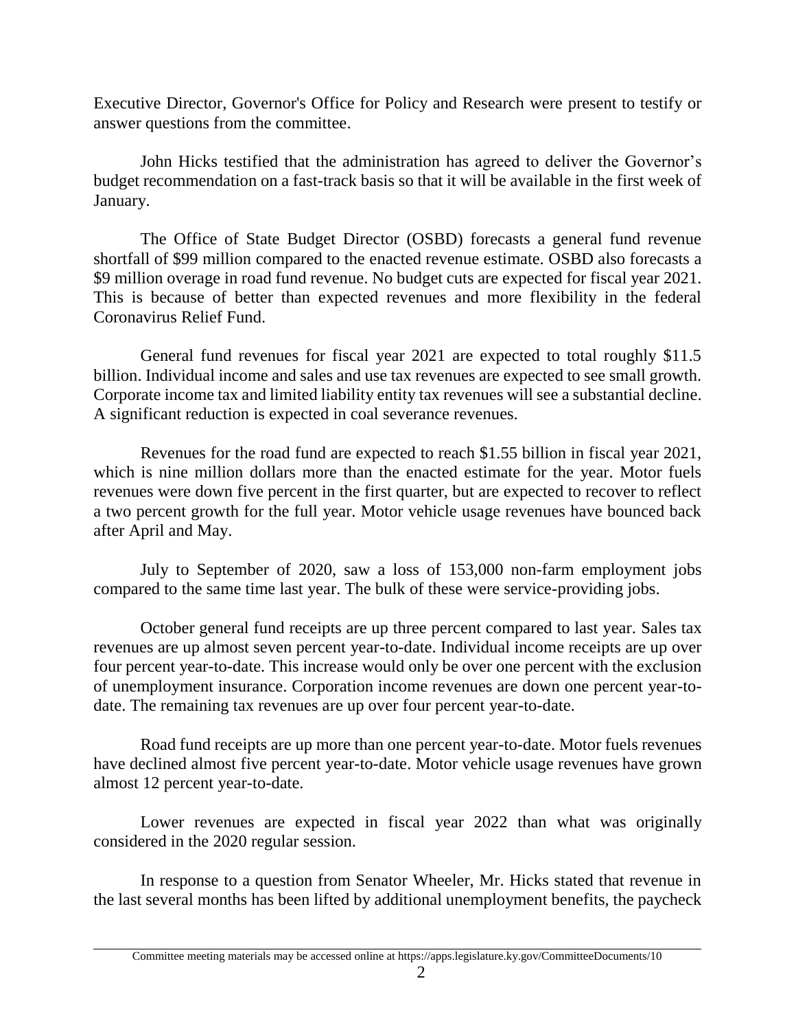Executive Director, Governor's Office for Policy and Research were present to testify or answer questions from the committee.

John Hicks testified that the administration has agreed to deliver the Governor's budget recommendation on a fast-track basis so that it will be available in the first week of January.

The Office of State Budget Director (OSBD) forecasts a general fund revenue shortfall of $99 million compared to the enacted revenue estimate. OSBD also forecasts a $9 million overage in road fund revenue. No budget cuts are expected for fiscal year 2021. This is because of better than expected revenues and more flexibility in the federal Coronavirus Relief Fund.

General fund revenues for fiscal year 2021 are expected to total roughly $11.5 billion. Individual income and sales and use tax revenues are expected to see small growth. Corporate income tax and limited liability entity tax revenues will see a substantial decline. A significant reduction is expected in coal severance revenues.

Revenues for the road fund are expected to reach $1.55 billion in fiscal year 2021, which is nine million dollars more than the enacted estimate for the year. Motor fuels revenues were down five percent in the first quarter, but are expected to recover to reflect a two percent growth for the full year. Motor vehicle usage revenues have bounced back after April and May.

July to September of 2020, saw a loss of 153,000 non-farm employment jobs compared to the same time last year. The bulk of these were service-providing jobs.

October general fund receipts are up three percent compared to last year. Sales tax revenues are up almost seven percent year-to-date. Individual income receipts are up over four percent year-to-date. This increase would only be over one percent with the exclusion of unemployment insurance. Corporation income revenues are down one percent year-to-date. The remaining tax revenues are up over four percent year-to-date.

Road fund receipts are up more than one percent year-to-date. Motor fuels revenues have declined almost five percent year-to-date. Motor vehicle usage revenues have grown almost 12 percent year-to-date.

Lower revenues are expected in fiscal year 2022 than what was originally considered in the 2020 regular session.

In response to a question from Senator Wheeler, Mr. Hicks stated that revenue in the last several months has been lifted by additional unemployment benefits, the paycheck

Committee meeting materials may be accessed online at https://apps.legislature.ky.gov/CommitteeDocuments/10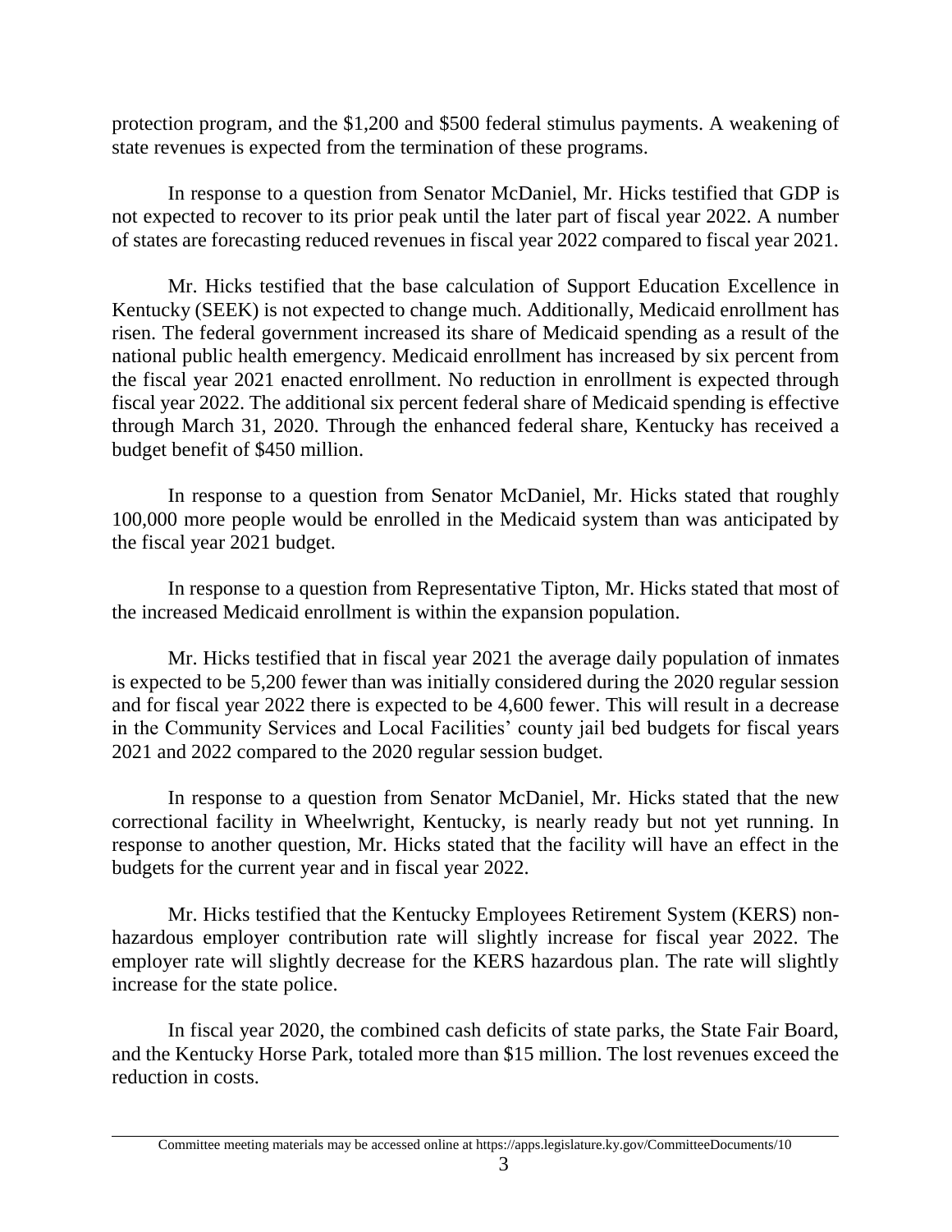protection program, and the $1,200 and $500 federal stimulus payments. A weakening of state revenues is expected from the termination of these programs.

In response to a question from Senator McDaniel, Mr. Hicks testified that GDP is not expected to recover to its prior peak until the later part of fiscal year 2022. A number of states are forecasting reduced revenues in fiscal year 2022 compared to fiscal year 2021.

Mr. Hicks testified that the base calculation of Support Education Excellence in Kentucky (SEEK) is not expected to change much. Additionally, Medicaid enrollment has risen. The federal government increased its share of Medicaid spending as a result of the national public health emergency. Medicaid enrollment has increased by six percent from the fiscal year 2021 enacted enrollment. No reduction in enrollment is expected through fiscal year 2022. The additional six percent federal share of Medicaid spending is effective through March 31, 2020. Through the enhanced federal share, Kentucky has received a budget benefit of $450 million.

In response to a question from Senator McDaniel, Mr. Hicks stated that roughly 100,000 more people would be enrolled in the Medicaid system than was anticipated by the fiscal year 2021 budget.

In response to a question from Representative Tipton, Mr. Hicks stated that most of the increased Medicaid enrollment is within the expansion population.

Mr. Hicks testified that in fiscal year 2021 the average daily population of inmates is expected to be 5,200 fewer than was initially considered during the 2020 regular session and for fiscal year 2022 there is expected to be 4,600 fewer. This will result in a decrease in the Community Services and Local Facilities' county jail bed budgets for fiscal years 2021 and 2022 compared to the 2020 regular session budget.

In response to a question from Senator McDaniel, Mr. Hicks stated that the new correctional facility in Wheelwright, Kentucky, is nearly ready but not yet running. In response to another question, Mr. Hicks stated that the facility will have an effect in the budgets for the current year and in fiscal year 2022.

Mr. Hicks testified that the Kentucky Employees Retirement System (KERS) non-hazardous employer contribution rate will slightly increase for fiscal year 2022. The employer rate will slightly decrease for the KERS hazardous plan. The rate will slightly increase for the state police.

In fiscal year 2020, the combined cash deficits of state parks, the State Fair Board, and the Kentucky Horse Park, totaled more than $15 million. The lost revenues exceed the reduction in costs.

Committee meeting materials may be accessed online at https://apps.legislature.ky.gov/CommitteeDocuments/10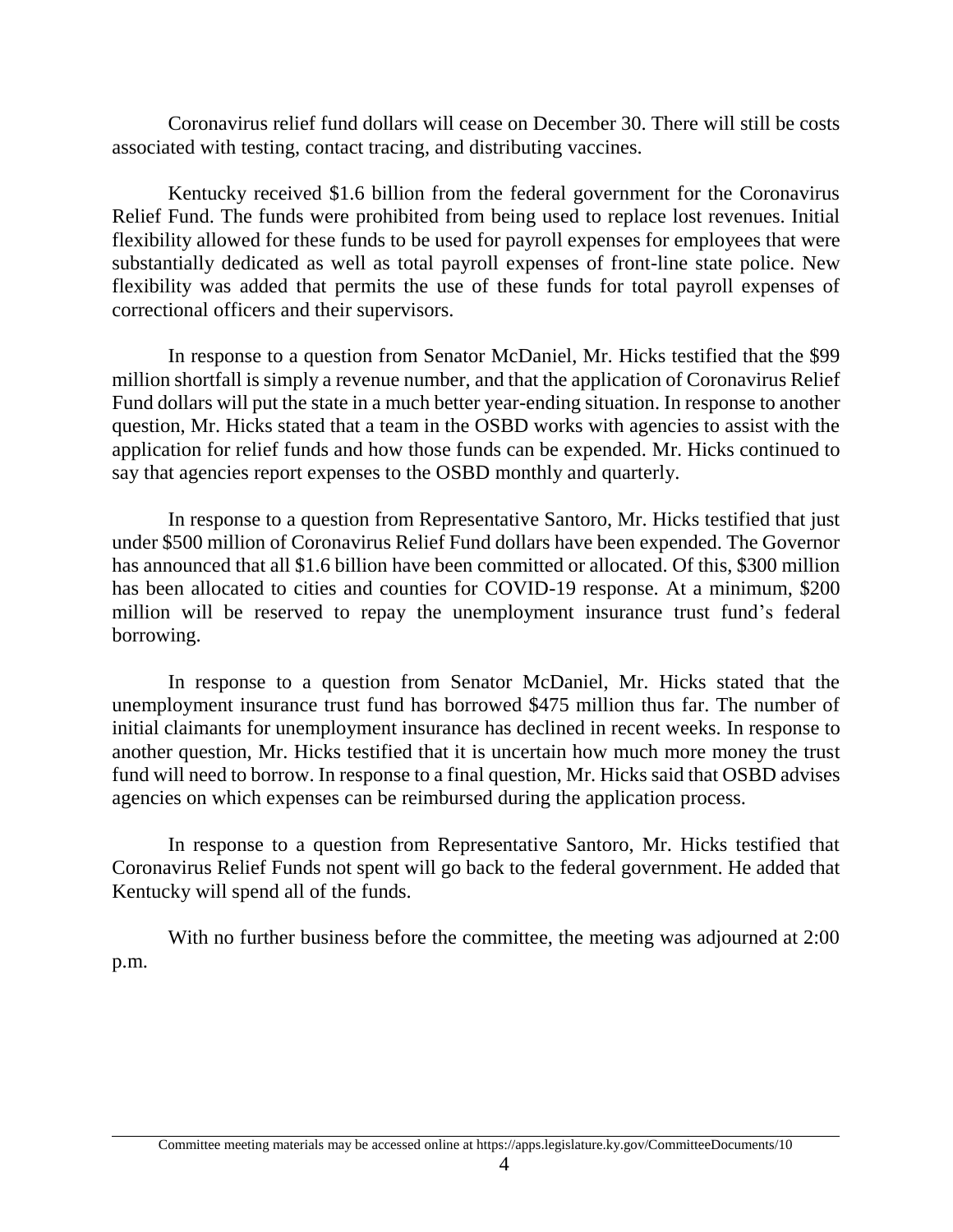Coronavirus relief fund dollars will cease on December 30. There will still be costs associated with testing, contact tracing, and distributing vaccines.

Kentucky received $1.6 billion from the federal government for the Coronavirus Relief Fund. The funds were prohibited from being used to replace lost revenues. Initial flexibility allowed for these funds to be used for payroll expenses for employees that were substantially dedicated as well as total payroll expenses of front-line state police. New flexibility was added that permits the use of these funds for total payroll expenses of correctional officers and their supervisors.

In response to a question from Senator McDaniel, Mr. Hicks testified that the $99 million shortfall is simply a revenue number, and that the application of Coronavirus Relief Fund dollars will put the state in a much better year-ending situation. In response to another question, Mr. Hicks stated that a team in the OSBD works with agencies to assist with the application for relief funds and how those funds can be expended. Mr. Hicks continued to say that agencies report expenses to the OSBD monthly and quarterly.

In response to a question from Representative Santoro, Mr. Hicks testified that just under $500 million of Coronavirus Relief Fund dollars have been expended. The Governor has announced that all $1.6 billion have been committed or allocated. Of this, $300 million has been allocated to cities and counties for COVID-19 response. At a minimum, $200 million will be reserved to repay the unemployment insurance trust fund's federal borrowing.

In response to a question from Senator McDaniel, Mr. Hicks stated that the unemployment insurance trust fund has borrowed $475 million thus far. The number of initial claimants for unemployment insurance has declined in recent weeks. In response to another question, Mr. Hicks testified that it is uncertain how much more money the trust fund will need to borrow. In response to a final question, Mr. Hicks said that OSBD advises agencies on which expenses can be reimbursed during the application process.

In response to a question from Representative Santoro, Mr. Hicks testified that Coronavirus Relief Funds not spent will go back to the federal government. He added that Kentucky will spend all of the funds.

With no further business before the committee, the meeting was adjourned at 2:00 p.m.

Committee meeting materials may be accessed online at https://apps.legislature.ky.gov/CommitteeDocuments/10